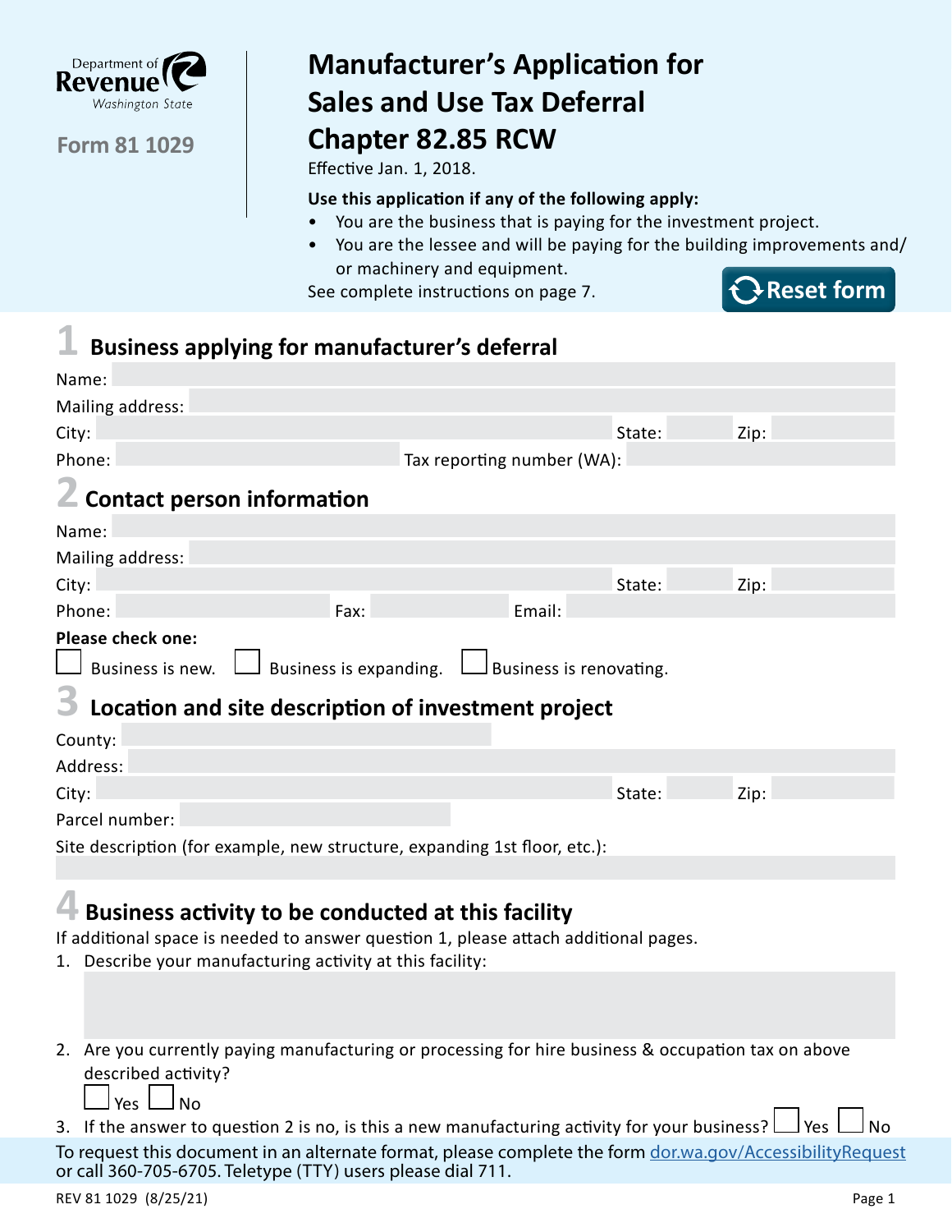Department of Revenue Washington State

Form 81 1029

# Manufacturer's Application for Sales and Use Tax Deferral Chapter 82.85 RCW

Effective Jan. 1, 2018.

**Use this application if any of the following apply:**

- You are the business that is paying for the investment project.
- You are the lessee and will be paying for the building improvements and/or machinery and equipment.

See complete instructions on page 7.

Reset form

## 1 Business applying for manufacturer's deferral

Name:

Mailing address:

City: State: Zip:

Phone: Tax reporting number (WA):

## 2 Contact person information

Name:

Mailing address:

City: State: Zip:

Phone: Fax: Email:

**Please check one:**

☐ Business is new. ☐ Business is expanding. ☐ Business is renovating.

## 3 Location and site description of investment project

County:

Address:

City: State: Zip:

Parcel number:

Site description (for example, new structure, expanding 1st floor, etc.):

## 4 Business activity to be conducted at this facility

If additional space is needed to answer question 1, please attach additional pages.

1. Describe your manufacturing activity at this facility:

2. Are you currently paying manufacturing or processing for hire business & occupation tax on above described activity?

   ☐ Yes ☐ No

3. If the answer to question 2 is no, is this a new manufacturing activity for your business? ☐ Yes ☐ No

To request this document in an alternate format, please complete the form dor.wa.gov/AccessibilityRequest or call 360-705-6705. Teletype (TTY) users please dial 711.

REV 81 1029 (8/25/21)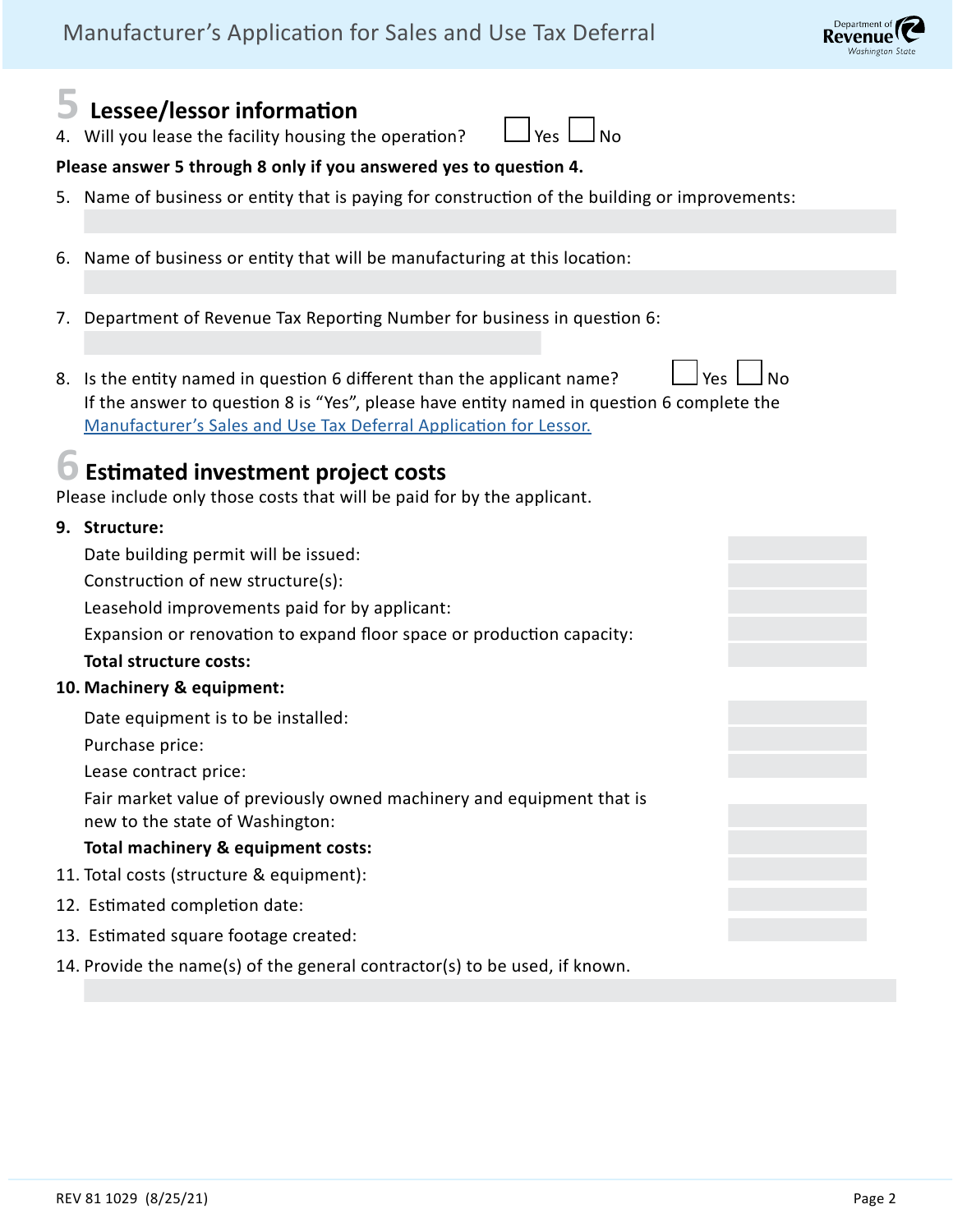## 5 Lessee/lessor information

4. Will you lease the facility housing the operation? ☐ Yes ☐ No

**Please answer 5 through 8 only if you answered yes to question 4.**

5. Name of business or entity that is paying for construction of the building or improvements:

6. Name of business or entity that will be manufacturing at this location:

7. Department of Revenue Tax Reporting Number for business in question 6:

8. Is the entity named in question 6 different than the applicant name? ☐ Yes ☐ No
   If the answer to question 8 is "Yes", please have entity named in question 6 complete the Manufacturer's Sales and Use Tax Deferral Application for Lessor.

## 6 Estimated investment project costs

Please include only those costs that will be paid for by the applicant.

**9. Structure:**

Date building permit will be issued:

Construction of new structure(s):

Leasehold improvements paid for by applicant:

Expansion or renovation to expand floor space or production capacity:

**Total structure costs:**

**10. Machinery & equipment:**

Date equipment is to be installed:

Purchase price:

Lease contract price:

Fair market value of previously owned machinery and equipment that is new to the state of Washington:

**Total machinery & equipment costs:**

11. Total costs (structure & equipment):

12. Estimated completion date:

13. Estimated square footage created:

14. Provide the name(s) of the general contractor(s) to be used, if known.

REV 81 1029 (8/25/21)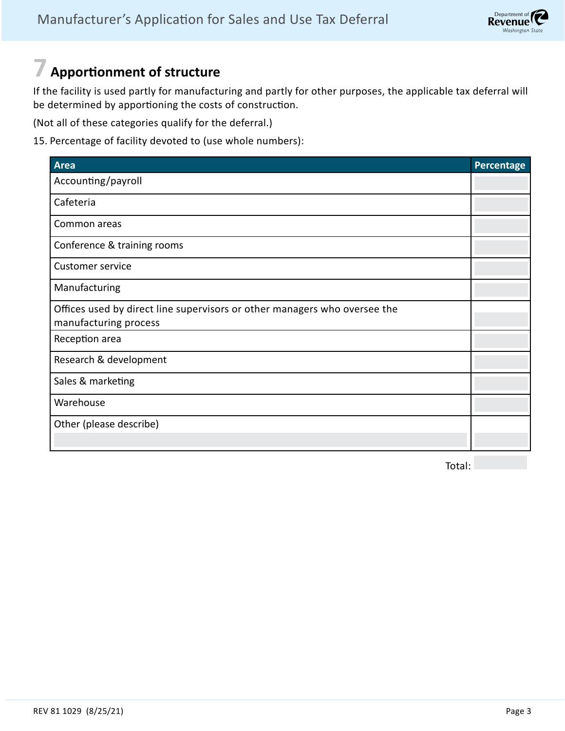## 7 Apportionment of structure

If the facility is used partly for manufacturing and partly for other purposes, the applicable tax deferral will be determined by apportioning the costs of construction.

(Not all of these categories qualify for the deferral.)

15. Percentage of facility devoted to (use whole numbers):

| Area | Percentage |
|---|---|
| Accounting/payroll | |
| Cafeteria | |
| Common areas | |
| Conference & training rooms | |
| Customer service | |
| Manufacturing | |
| Offices used by direct line supervisors or other managers who oversee the manufacturing process | |
| Reception area | |
| Research & development | |
| Sales & marketing | |
| Warehouse | |
| Other (please describe) | |

Total:

REV 81 1029 (8/25/21)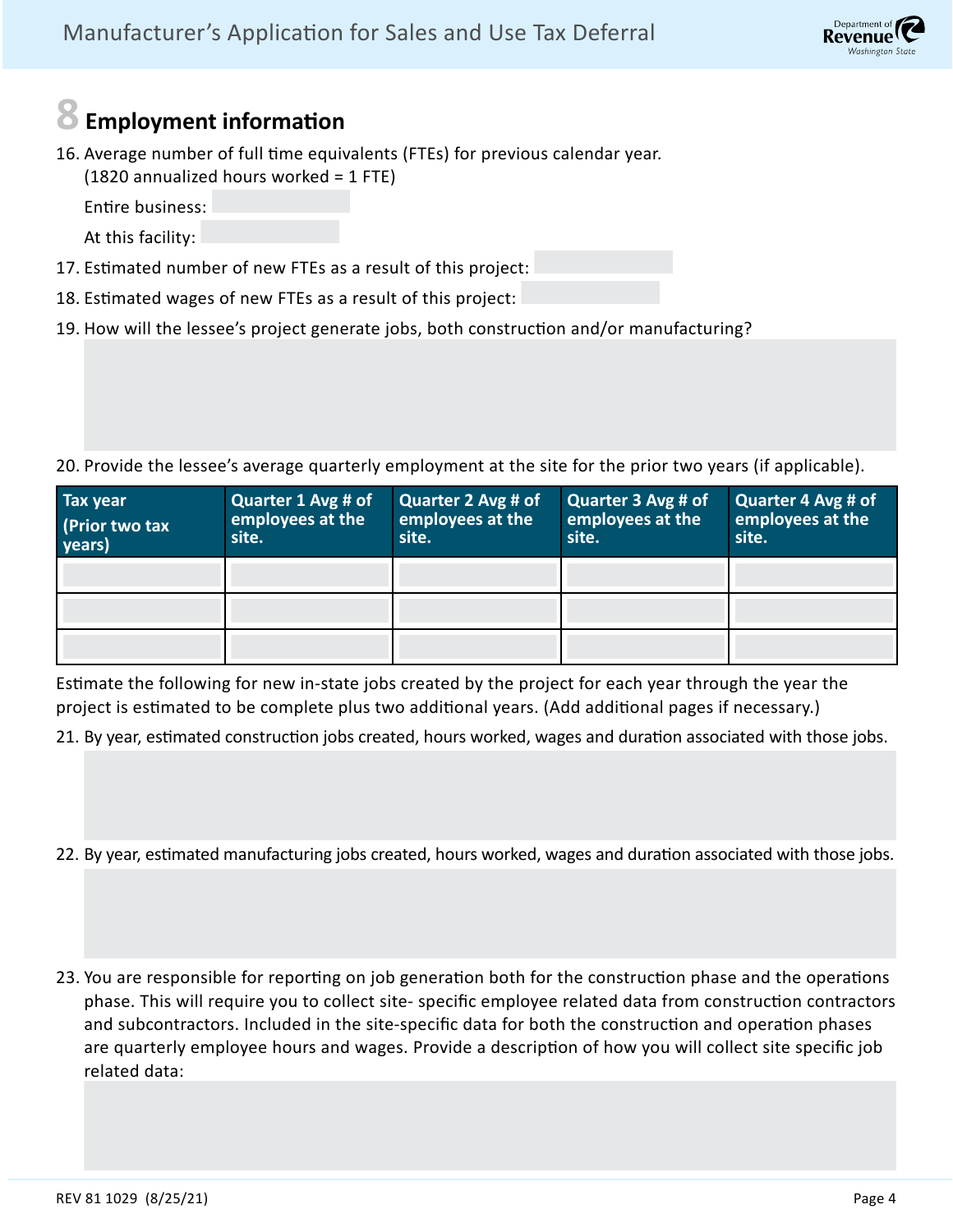## 8 Employment information

16. Average number of full time equivalents (FTEs) for previous calendar year. (1820 annualized hours worked = 1 FTE)

    Entire business:

    At this facility:

17. Estimated number of new FTEs as a result of this project:

18. Estimated wages of new FTEs as a result of this project:

19. How will the lessee's project generate jobs, both construction and/or manufacturing?

20. Provide the lessee's average quarterly employment at the site for the prior two years (if applicable).

| Tax year (Prior two tax years) | Quarter 1 Avg # of employees at the site. | Quarter 2 Avg # of employees at the site. | Quarter 3 Avg # of employees at the site. | Quarter 4 Avg # of employees at the site. |
|---|---|---|---|---|
| | | | | |
| | | | | |
| | | | | |

Estimate the following for new in-state jobs created by the project for each year through the year the project is estimated to be complete plus two additional years. (Add additional pages if necessary.)

21. By year, estimated construction jobs created, hours worked, wages and duration associated with those jobs.

22. By year, estimated manufacturing jobs created, hours worked, wages and duration associated with those jobs.

23. You are responsible for reporting on job generation both for the construction phase and the operations phase. This will require you to collect site- specific employee related data from construction contractors and subcontractors. Included in the site-specific data for both the construction and operation phases are quarterly employee hours and wages. Provide a description of how you will collect site specific job related data: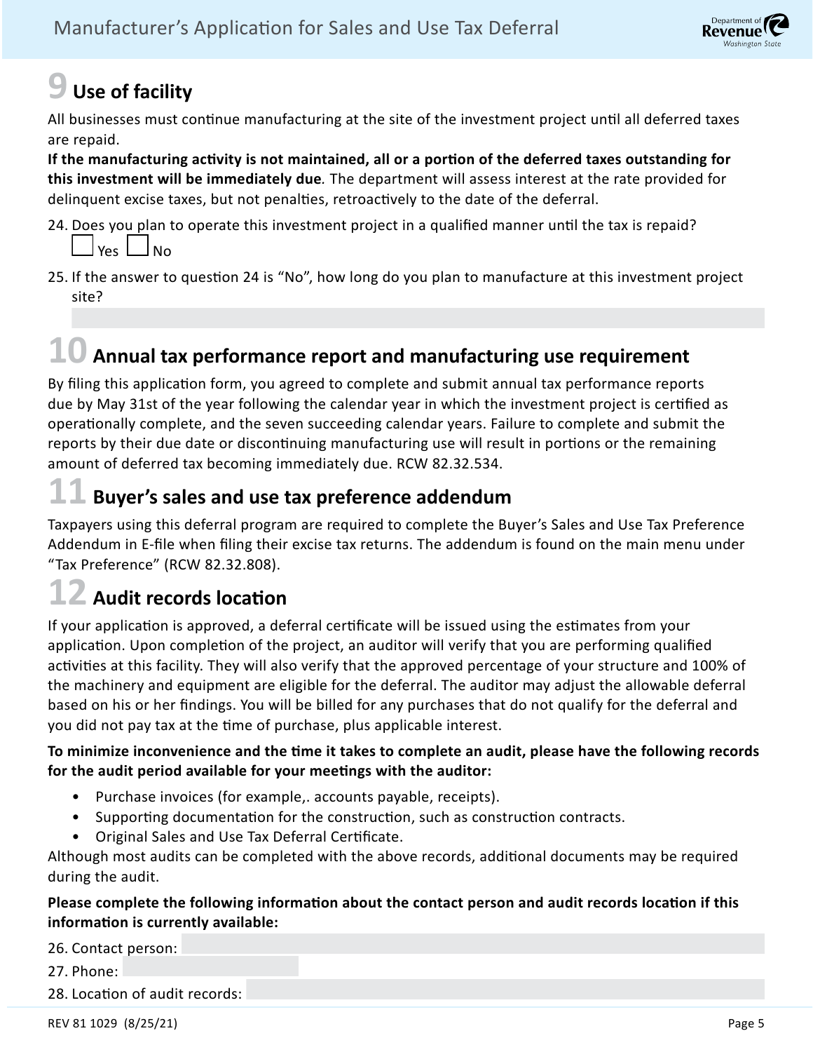## 9 Use of facility

All businesses must continue manufacturing at the site of the investment project until all deferred taxes are repaid.

**If the manufacturing activity is not maintained, all or a portion of the deferred taxes outstanding for this investment will be immediately due**. The department will assess interest at the rate provided for delinquent excise taxes, but not penalties, retroactively to the date of the deferral.

24. Does you plan to operate this investment project in a qualified manner until the tax is repaid?

☐ Yes ☐ No

25. If the answer to question 24 is "No", how long do you plan to manufacture at this investment project site?

## 10 Annual tax performance report and manufacturing use requirement

By filing this application form, you agreed to complete and submit annual tax performance reports due by May 31st of the year following the calendar year in which the investment project is certified as operationally complete, and the seven succeeding calendar years. Failure to complete and submit the reports by their due date or discontinuing manufacturing use will result in portions or the remaining amount of deferred tax becoming immediately due. RCW 82.32.534.

## 11 Buyer's sales and use tax preference addendum

Taxpayers using this deferral program are required to complete the Buyer's Sales and Use Tax Preference Addendum in E-file when filing their excise tax returns. The addendum is found on the main menu under "Tax Preference" (RCW 82.32.808).

## 12 Audit records location

If your application is approved, a deferral certificate will be issued using the estimates from your application. Upon completion of the project, an auditor will verify that you are performing qualified activities at this facility. They will also verify that the approved percentage of your structure and 100% of the machinery and equipment are eligible for the deferral. The auditor may adjust the allowable deferral based on his or her findings. You will be billed for any purchases that do not qualify for the deferral and you did not pay tax at the time of purchase, plus applicable interest.

**To minimize inconvenience and the time it takes to complete an audit, please have the following records for the audit period available for your meetings with the auditor:**

- Purchase invoices (for example,. accounts payable, receipts).
- Supporting documentation for the construction, such as construction contracts.
- Original Sales and Use Tax Deferral Certificate.

Although most audits can be completed with the above records, additional documents may be required during the audit.

**Please complete the following information about the contact person and audit records location if this information is currently available:**

26. Contact person:

27. Phone:

28. Location of audit records: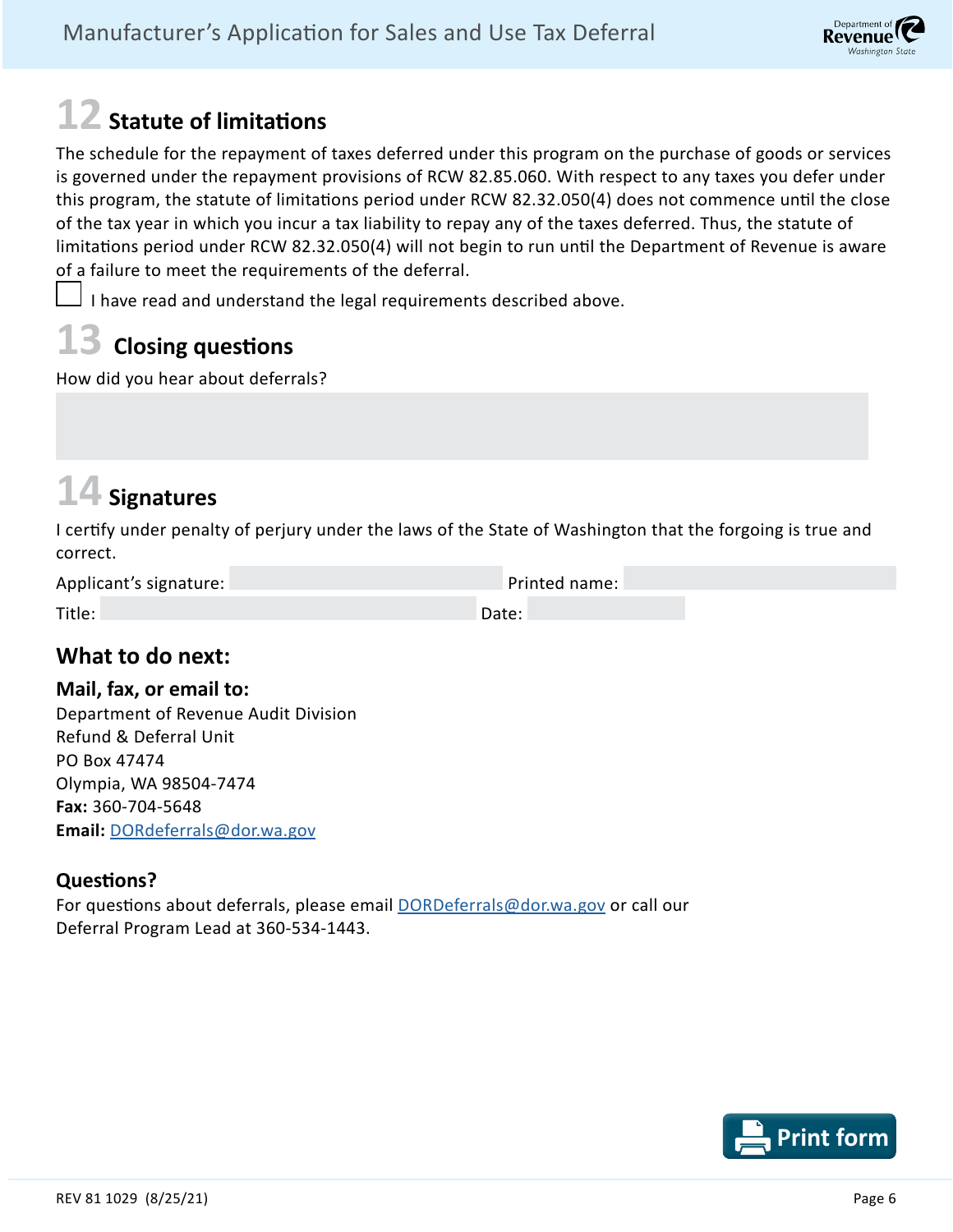## 12 Statute of limitations

The schedule for the repayment of taxes deferred under this program on the purchase of goods or services is governed under the repayment provisions of RCW 82.85.060. With respect to any taxes you defer under this program, the statute of limitations period under RCW 82.32.050(4) does not commence until the close of the tax year in which you incur a tax liability to repay any of the taxes deferred. Thus, the statute of limitations period under RCW 82.32.050(4) will not begin to run until the Department of Revenue is aware of a failure to meet the requirements of the deferral.

☐ I have read and understand the legal requirements described above.

## 13 Closing questions

How did you hear about deferrals?

## 14 Signatures

I certify under penalty of perjury under the laws of the State of Washington that the forgoing is true and correct.

Applicant's signature: ____________ Printed name: ____________

Title: ____________ Date: ____________

### What to do next:

**Mail, fax, or email to:**

Department of Revenue Audit Division
Refund & Deferral Unit
PO Box 47474
Olympia, WA 98504-7474
**Fax:** 360-704-5648
**Email:** DORdeferrals@dor.wa.gov

### Questions?

For questions about deferrals, please email DORDeferrals@dor.wa.gov or call our Deferral Program Lead at 360-534-1443.

REV 81 1029 (8/25/21)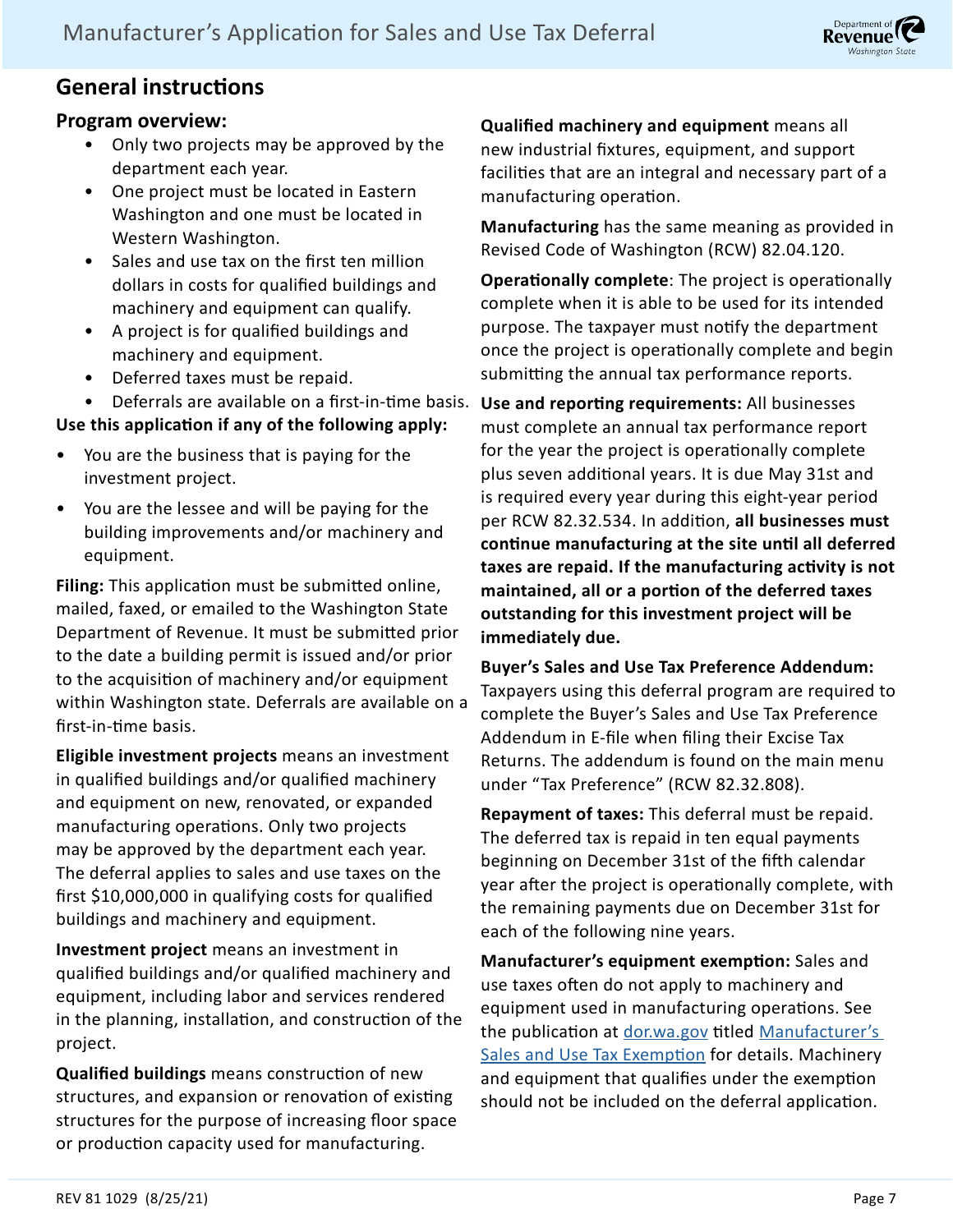## General instructions

### Program overview:

- Only two projects may be approved by the department each year.
- One project must be located in Eastern Washington and one must be located in Western Washington.
- Sales and use tax on the first ten million dollars in costs for qualified buildings and machinery and equipment can qualify.
- A project is for qualified buildings and machinery and equipment.
- Deferred taxes must be repaid.
- Deferrals are available on a first-in-time basis.

**Use this application if any of the following apply:**

- You are the business that is paying for the investment project.
- You are the lessee and will be paying for the building improvements and/or machinery and equipment.

**Filing:** This application must be submitted online, mailed, faxed, or emailed to the Washington State Department of Revenue. It must be submitted prior to the date a building permit is issued and/or prior to the acquisition of machinery and/or equipment within Washington state. Deferrals are available on a first-in-time basis.

**Eligible investment projects** means an investment in qualified buildings and/or qualified machinery and equipment on new, renovated, or expanded manufacturing operations. Only two projects may be approved by the department each year. The deferral applies to sales and use taxes on the first $10,000,000 in qualifying costs for qualified buildings and machinery and equipment.

**Investment project** means an investment in qualified buildings and/or qualified machinery and equipment, including labor and services rendered in the planning, installation, and construction of the project.

**Qualified buildings** means construction of new structures, and expansion or renovation of existing structures for the purpose of increasing floor space or production capacity used for manufacturing.

**Qualified machinery and equipment** means all new industrial fixtures, equipment, and support facilities that are an integral and necessary part of a manufacturing operation.

**Manufacturing** has the same meaning as provided in Revised Code of Washington (RCW) 82.04.120.

**Operationally complete**: The project is operationally complete when it is able to be used for its intended purpose. The taxpayer must notify the department once the project is operationally complete and begin submitting the annual tax performance reports.

**Use and reporting requirements:** All businesses must complete an annual tax performance report for the year the project is operationally complete plus seven additional years. It is due May 31st and is required every year during this eight-year period per RCW 82.32.534. In addition, **all businesses must continue manufacturing at the site until all deferred taxes are repaid. If the manufacturing activity is not maintained, all or a portion of the deferred taxes outstanding for this investment project will be immediately due.**

**Buyer's Sales and Use Tax Preference Addendum:** Taxpayers using this deferral program are required to complete the Buyer's Sales and Use Tax Preference Addendum in E-file when filing their Excise Tax Returns. The addendum is found on the main menu under "Tax Preference" (RCW 82.32.808).

**Repayment of taxes:** This deferral must be repaid. The deferred tax is repaid in ten equal payments beginning on December 31st of the fifth calendar year after the project is operationally complete, with the remaining payments due on December 31st for each of the following nine years.

**Manufacturer's equipment exemption:** Sales and use taxes often do not apply to machinery and equipment used in manufacturing operations. See the publication at dor.wa.gov titled Manufacturer's Sales and Use Tax Exemption for details. Machinery and equipment that qualifies under the exemption should not be included on the deferral application.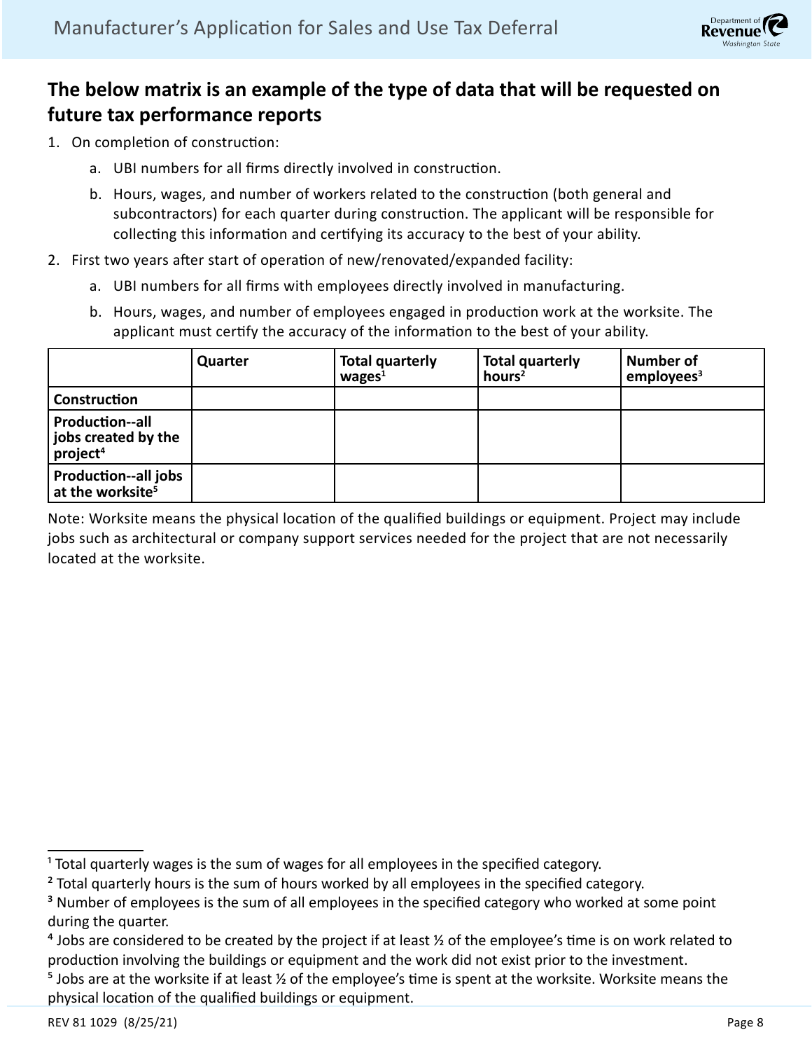## The below matrix is an example of the type of data that will be requested on future tax performance reports

1. On completion of construction:
   a. UBI numbers for all firms directly involved in construction.
   b. Hours, wages, and number of workers related to the construction (both general and subcontractors) for each quarter during construction. The applicant will be responsible for collecting this information and certifying its accuracy to the best of your ability.
2. First two years after start of operation of new/renovated/expanded facility:
   a. UBI numbers for all firms with employees directly involved in manufacturing.
   b. Hours, wages, and number of employees engaged in production work at the worksite. The applicant must certify the accuracy of the information to the best of your ability.

| | Quarter | Total quarterly wages[1] | Total quarterly hours[2] | Number of employees[3] |
|---|---|---|---|---|
| **Construction** | | | | |
| **Production--all jobs created by the project[4]** | | | | |
| **Production--all jobs at the worksite[5]** | | | | |

Note: Worksite means the physical location of the qualified buildings or equipment. Project may include jobs such as architectural or company support services needed for the project that are not necessarily located at the worksite.

---

[1] Total quarterly wages is the sum of wages for all employees in the specified category.
[2] Total quarterly hours is the sum of hours worked by all employees in the specified category.
[3] Number of employees is the sum of all employees in the specified category who worked at some point during the quarter.
[4] Jobs are considered to be created by the project if at least ½ of the employee's time is on work related to production involving the buildings or equipment and the work did not exist prior to the investment.
[5] Jobs are at the worksite if at least ½ of the employee's time is spent at the worksite. Worksite means the physical location of the qualified buildings or equipment.